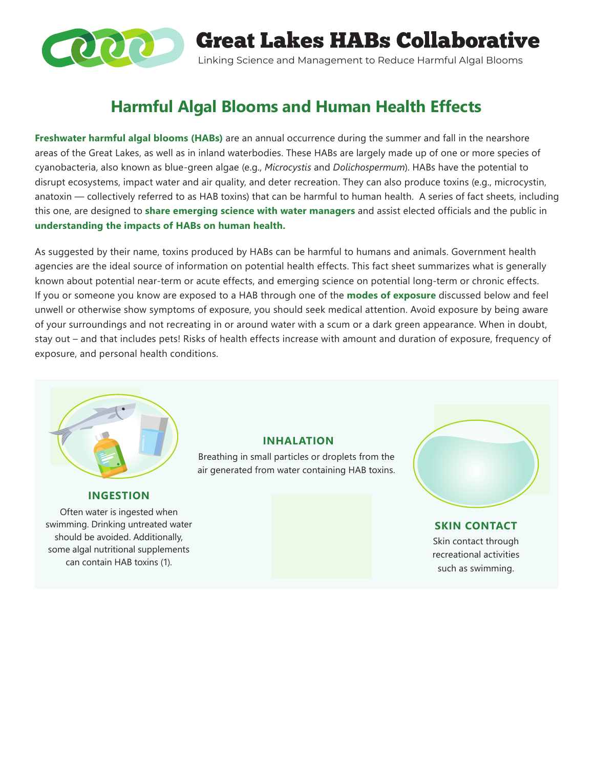# Great Lakes HABs Collaborative

Linking Science and Management to Reduce Harmful Algal Blooms

## Harmful Algal Blooms and Human Health Effects

**Freshwater harmful algal blooms (HABs)** are an annual occurrence during the summer and fall in the nearshore areas of the Great Lakes, as well as in inland waterbodies. These HABs are largely made up of one or more species of cyanobacteria, also known as blue-green algae (e.g., *Microcystis* and *Dolichospermum*). HABs have the potential to disrupt ecosystems, impact water and air quality, and deter recreation. They can also produce toxins (e.g., microcystin, anatoxin — collectively referred to as HAB toxins) that can be harmful to human health. A series of fact sheets, including this one, are designed to **share emerging science with water managers** and assist elected officials and the public in **understanding the impacts of HABs on human health.**

As suggested by their name, toxins produced by HABs can be harmful to humans and animals. Government health agencies are the ideal source of information on potential health effects. This fact sheet summarizes what is generally known about potential near-term or acute effects, and emerging science on potential long-term or chronic effects. If you or someone you know are exposed to a HAB through one of the **modes of exposure** discussed below and feel unwell or otherwise show symptoms of exposure, you should seek medical attention. Avoid exposure by being aware of your surroundings and not recreating in or around water with a scum or a dark green appearance. When in doubt, stay out – and that includes pets! Risks of health effects increase with amount and duration of exposure, frequency of exposure, and personal health conditions.

### INGESTION

Often water is ingested when swimming. Drinking untreated water should be avoided. Additionally, some algal nutritional supplements can contain HAB toxins (1).

### INHALATION

Breathing in small particles or droplets from the air generated from water containing HAB toxins.

### SKIN CONTACT

Skin contact through recreational activities such as swimming.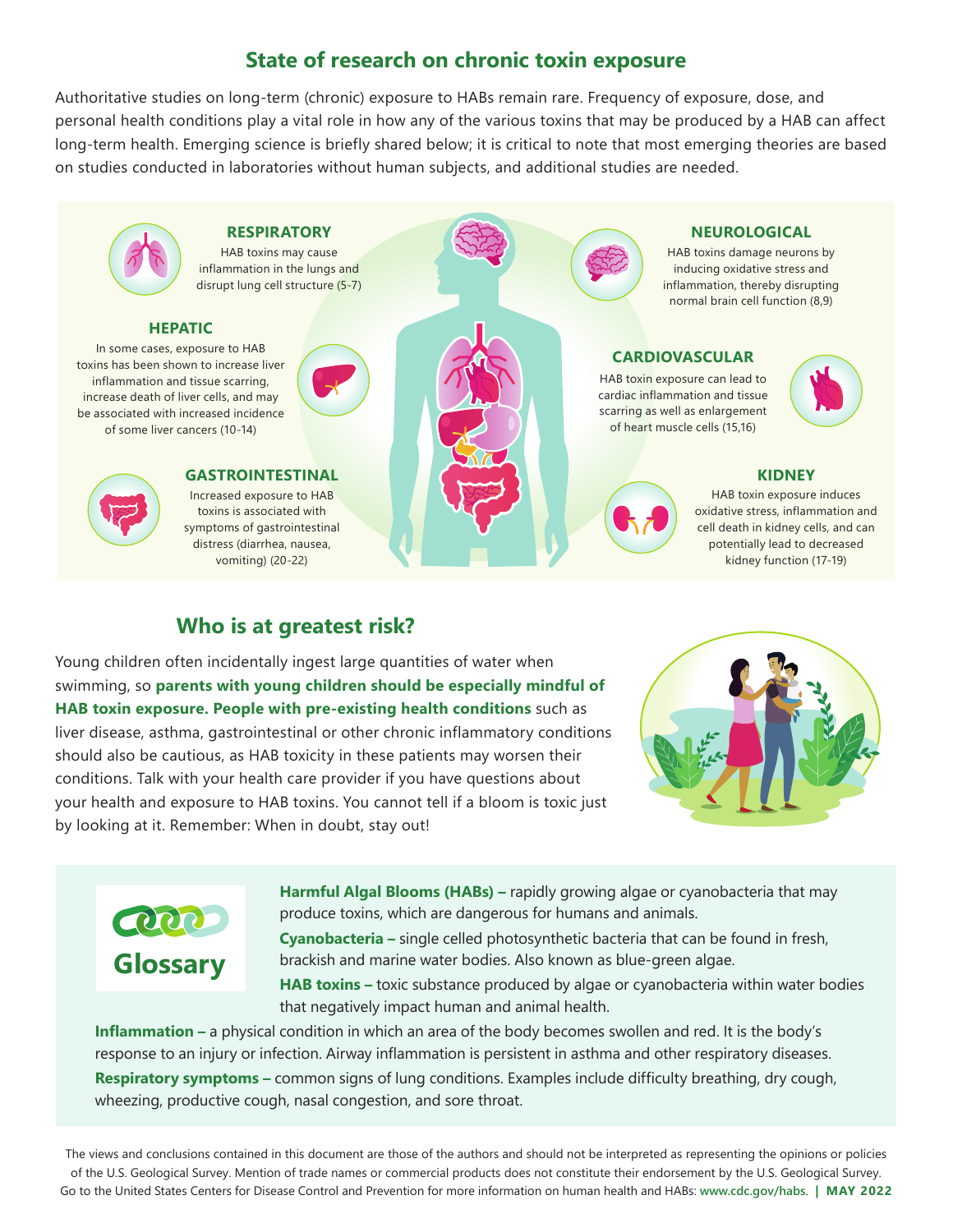## State of research on chronic toxin exposure

Authoritative studies on long-term (chronic) exposure to HABs remain rare. Frequency of exposure, dose, and personal health conditions play a vital role in how any of the various toxins that may be produced by a HAB can affect long-term health. Emerging science is briefly shared below; it is critical to note that most emerging theories are based on studies conducted in laboratories without human subjects, and additional studies are needed.

### RESPIRATORY

HAB toxins may cause inflammation in the lungs and disrupt lung cell structure (5-7)

### HEPATIC

In some cases, exposure to HAB toxins has been shown to increase liver inflammation and tissue scarring, increase death of liver cells, and may be associated with increased incidence of some liver cancers (10-14)

### GASTROINTESTINAL

Increased exposure to HAB toxins is associated with symptoms of gastrointestinal distress (diarrhea, nausea, vomiting) (20-22)

### NEUROLOGICAL

HAB toxins damage neurons by inducing oxidative stress and inflammation, thereby disrupting normal brain cell function (8,9)

### CARDIOVASCULAR

HAB toxin exposure can lead to cardiac inflammation and tissue scarring as well as enlargement of heart muscle cells (15,16)

### KIDNEY

HAB toxin exposure induces oxidative stress, inflammation and cell death in kidney cells, and can potentially lead to decreased kidney function (17-19)

## Who is at greatest risk?

Young children often incidentally ingest large quantities of water when swimming, so **parents with young children should be especially mindful of HAB toxin exposure. People with pre-existing health conditions** such as liver disease, asthma, gastrointestinal or other chronic inflammatory conditions should also be cautious, as HAB toxicity in these patients may worsen their conditions. Talk with your health care provider if you have questions about your health and exposure to HAB toxins. You cannot tell if a bloom is toxic just by looking at it. Remember: When in doubt, stay out!

## Glossary

**Harmful Algal Blooms (HABs) –** rapidly growing algae or cyanobacteria that may produce toxins, which are dangerous for humans and animals.

**Cyanobacteria –** single celled photosynthetic bacteria that can be found in fresh, brackish and marine water bodies. Also known as blue-green algae.

**HAB toxins –** toxic substance produced by algae or cyanobacteria within water bodies that negatively impact human and animal health.

**Inflammation –** a physical condition in which an area of the body becomes swollen and red. It is the body's response to an injury or infection. Airway inflammation is persistent in asthma and other respiratory diseases.

**Respiratory symptoms –** common signs of lung conditions. Examples include difficulty breathing, dry cough, wheezing, productive cough, nasal congestion, and sore throat.

The views and conclusions contained in this document are those of the authors and should not be interpreted as representing the opinions or policies of the U.S. Geological Survey. Mention of trade names or commercial products does not constitute their endorsement by the U.S. Geological Survey. Go to the United States Centers for Disease Control and Prevention for more information on human health and HABs: www.cdc.gov/habs. | **MAY 2022**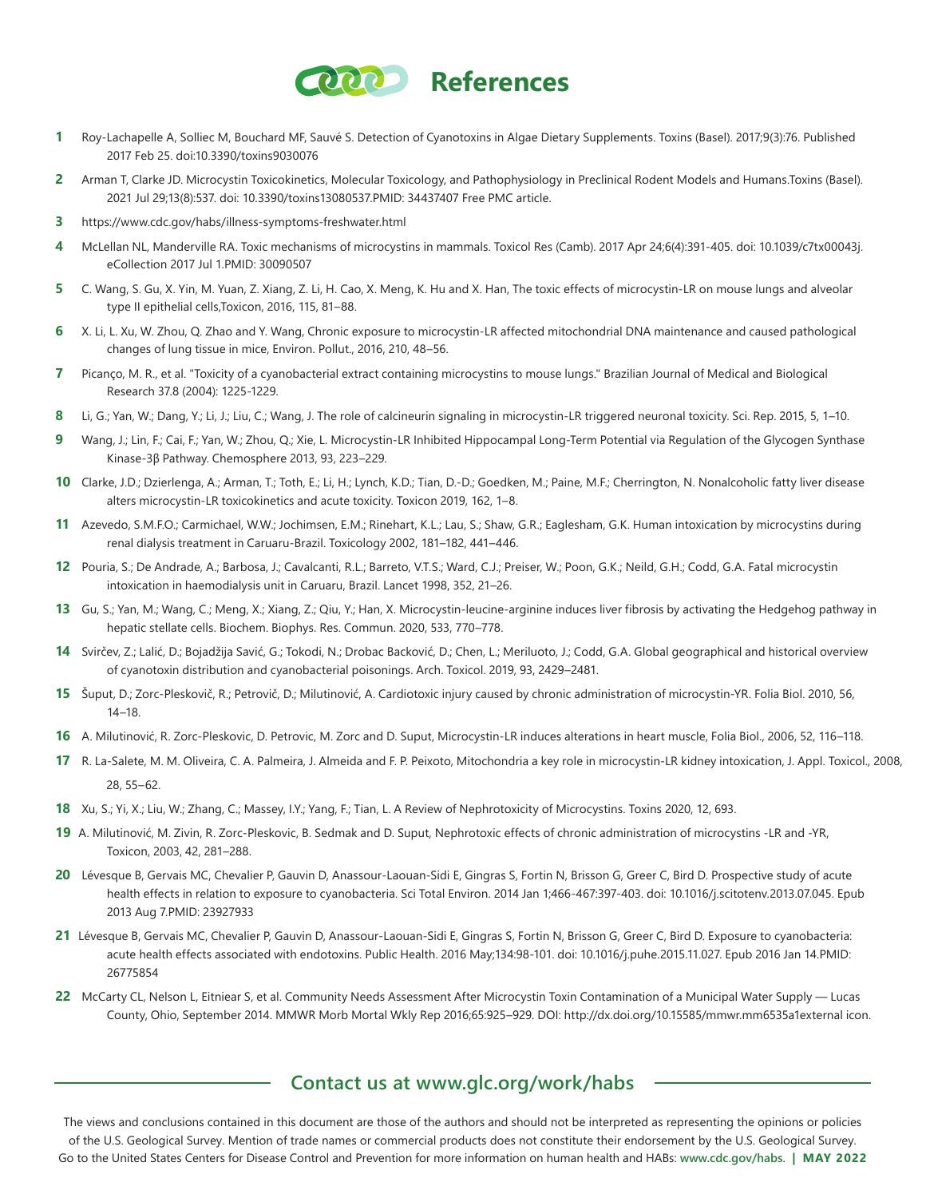# References

1. Roy-Lachapelle A, Solliec M, Bouchard MF, Sauvé S. Detection of Cyanotoxins in Algae Dietary Supplements. Toxins (Basel). 2017;9(3):76. Published 2017 Feb 25. doi:10.3390/toxins9030076
2. Arman T, Clarke JD. Microcystin Toxicokinetics, Molecular Toxicology, and Pathophysiology in Preclinical Rodent Models and Humans.Toxins (Basel). 2021 Jul 29;13(8):537. doi: 10.3390/toxins13080537.PMID: 34437407 Free PMC article.
3. https://www.cdc.gov/habs/illness-symptoms-freshwater.html
4. McLellan NL, Manderville RA. Toxic mechanisms of microcystins in mammals. Toxicol Res (Camb). 2017 Apr 24;6(4):391-405. doi: 10.1039/c7tx00043j. eCollection 2017 Jul 1.PMID: 30090507
5. C. Wang, S. Gu, X. Yin, M. Yuan, Z. Xiang, Z. Li, H. Cao, X. Meng, K. Hu and X. Han, The toxic effects of microcystin-LR on mouse lungs and alveolar type II epithelial cells,Toxicon, 2016, 115, 81–88.
6. X. Li, L. Xu, W. Zhou, Q. Zhao and Y. Wang, Chronic exposure to microcystin-LR affected mitochondrial DNA maintenance and caused pathological changes of lung tissue in mice, Environ. Pollut., 2016, 210, 48–56.
7. Picanço, M. R., et al. "Toxicity of a cyanobacterial extract containing microcystins to mouse lungs." Brazilian Journal of Medical and Biological Research 37.8 (2004): 1225-1229.
8. Li, G.; Yan, W.; Dang, Y.; Li, J.; Liu, C.; Wang, J. The role of calcineurin signaling in microcystin-LR triggered neuronal toxicity. Sci. Rep. 2015, 5, 1–10.
9. Wang, J.; Lin, F.; Cai, F.; Yan, W.; Zhou, Q.; Xie, L. Microcystin-LR Inhibited Hippocampal Long-Term Potential via Regulation of the Glycogen Synthase Kinase-3β Pathway. Chemosphere 2013, 93, 223–229.
10. Clarke, J.D.; Dzierlenga, A.; Arman, T.; Toth, E.; Li, H.; Lynch, K.D.; Tian, D.-D.; Goedken, M.; Paine, M.F.; Cherrington, N. Nonalcoholic fatty liver disease alters microcystin-LR toxicokinetics and acute toxicity. Toxicon 2019, 162, 1–8.
11. Azevedo, S.M.F.O.; Carmichael, W.W.; Jochimsen, E.M.; Rinehart, K.L.; Lau, S.; Shaw, G.R.; Eaglesham, G.K. Human intoxication by microcystins during renal dialysis treatment in Caruaru-Brazil. Toxicology 2002, 181–182, 441–446.
12. Pouria, S.; De Andrade, A.; Barbosa, J.; Cavalcanti, R.L.; Barreto, V.T.S.; Ward, C.J.; Preiser, W.; Poon, G.K.; Neild, G.H.; Codd, G.A. Fatal microcystin intoxication in haemodialysis unit in Caruaru, Brazil. Lancet 1998, 352, 21–26.
13. Gu, S.; Yan, M.; Wang, C.; Meng, X.; Xiang, Z.; Qiu, Y.; Han, X. Microcystin-leucine-arginine induces liver fibrosis by activating the Hedgehog pathway in hepatic stellate cells. Biochem. Biophys. Res. Commun. 2020, 533, 770–778.
14. Svirčev, Z.; Lalić, D.; Bojadžija Savić, G.; Tokodi, N.; Drobac Backović, D.; Chen, L.; Meriluoto, J.; Codd, G.A. Global geographical and historical overview of cyanotoxin distribution and cyanobacterial poisonings. Arch. Toxicol. 2019, 93, 2429–2481.
15. Šuput, D.; Zorc-Pleskovič, R.; Petrovič, D.; Milutinović, A. Cardiotoxic injury caused by chronic administration of microcystin-YR. Folia Biol. 2010, 56, 14–18.
16. A. Milutinović, R. Zorc-Pleskovic, D. Petrovic, M. Zorc and D. Suput, Microcystin-LR induces alterations in heart muscle, Folia Biol., 2006, 52, 116–118.
17. R. La-Salete, M. M. Oliveira, C. A. Palmeira, J. Almeida and F. P. Peixoto, Mitochondria a key role in microcystin-LR kidney intoxication, J. Appl. Toxicol., 2008, 28, 55–62.
18. Xu, S.; Yi, X.; Liu, W.; Zhang, C.; Massey, I.Y.; Yang, F.; Tian, L. A Review of Nephrotoxicity of Microcystins. Toxins 2020, 12, 693.
19. A. Milutinović, M. Zivin, R. Zorc-Pleskovic, B. Sedmak and D. Suput, Nephrotoxic effects of chronic administration of microcystins -LR and -YR, Toxicon, 2003, 42, 281–288.
20. Lévesque B, Gervais MC, Chevalier P, Gauvin D, Anassour-Laouan-Sidi E, Gingras S, Fortin N, Brisson G, Greer C, Bird D. Prospective study of acute health effects in relation to exposure to cyanobacteria. Sci Total Environ. 2014 Jan 1;466-467:397-403. doi: 10.1016/j.scitotenv.2013.07.045. Epub 2013 Aug 7.PMID: 23927933
21. Lévesque B, Gervais MC, Chevalier P, Gauvin D, Anassour-Laouan-Sidi E, Gingras S, Fortin N, Brisson G, Greer C, Bird D. Exposure to cyanobacteria: acute health effects associated with endotoxins. Public Health. 2016 May;134:98-101. doi: 10.1016/j.puhe.2015.11.027. Epub 2016 Jan 14.PMID: 26775854
22. McCarty CL, Nelson L, Eitniear S, et al. Community Needs Assessment After Microcystin Toxin Contamination of a Municipal Water Supply — Lucas County, Ohio, September 2014. MMWR Morb Mortal Wkly Rep 2016;65:925–929. DOI: http://dx.doi.org/10.15585/mmwr.mm6535a1external icon.

## Contact us at www.glc.org/work/habs

The views and conclusions contained in this document are those of the authors and should not be interpreted as representing the opinions or policies of the U.S. Geological Survey. Mention of trade names or commercial products does not constitute their endorsement by the U.S. Geological Survey. Go to the United States Centers for Disease Control and Prevention for more information on human health and HABs: **www.cdc.gov/habs**. | **MAY 2022**